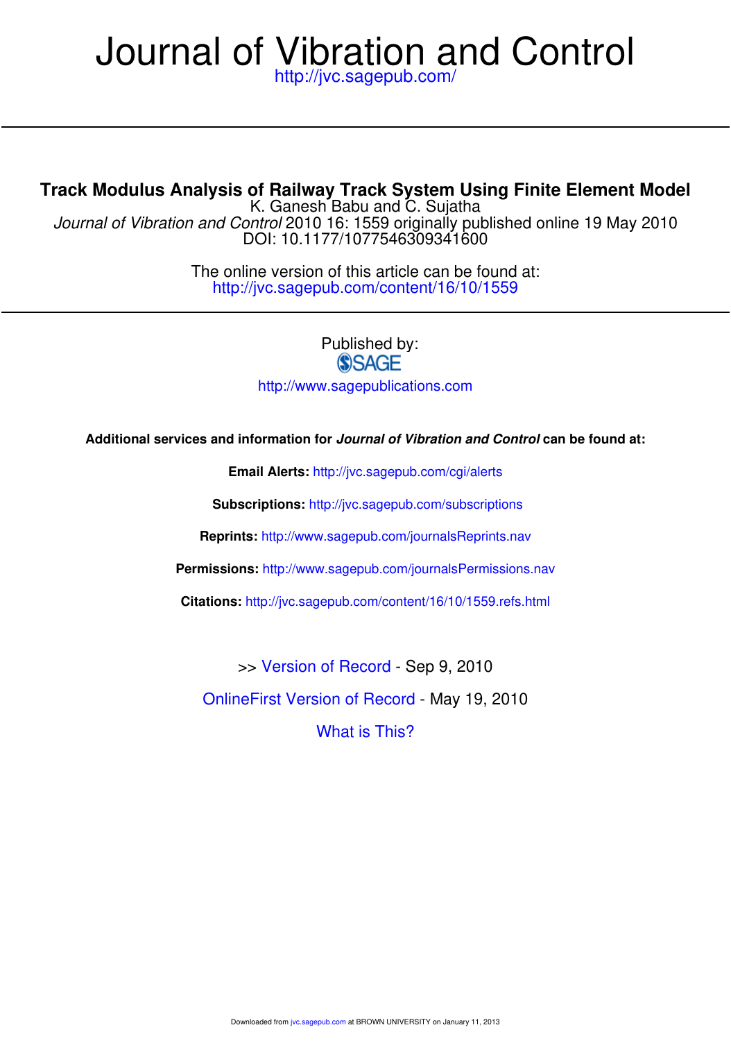# Journal of Vibration and Control

http://jvc.sagepub.com/

---

## Track Modulus Analysis of Railway Track System Using Finite Element Model

K. Ganesh Babu and C. Sujatha

*Journal of Vibration and Control* 2010 16: 1559 originally published online 19 May 2010
DOI: 10.1177/1077546309341600

The online version of this article can be found at:
http://jvc.sagepub.com/content/16/10/1559

---

Published by:

SAGE

http://www.sagepublications.com

**Additional services and information for *Journal of Vibration and Control* can be found at:**

**Email Alerts:** http://jvc.sagepub.com/cgi/alerts

**Subscriptions:** http://jvc.sagepub.com/subscriptions

**Reprints:** http://www.sagepub.com/journalsReprints.nav

**Permissions:** http://www.sagepub.com/journalsPermissions.nav

**Citations:** http://jvc.sagepub.com/content/16/10/1559.refs.html

>> Version of Record - Sep 9, 2010

OnlineFirst Version of Record - May 19, 2010

What is This?

Downloaded from jvc.sagepub.com at BROWN UNIVERSITY on January 11, 2013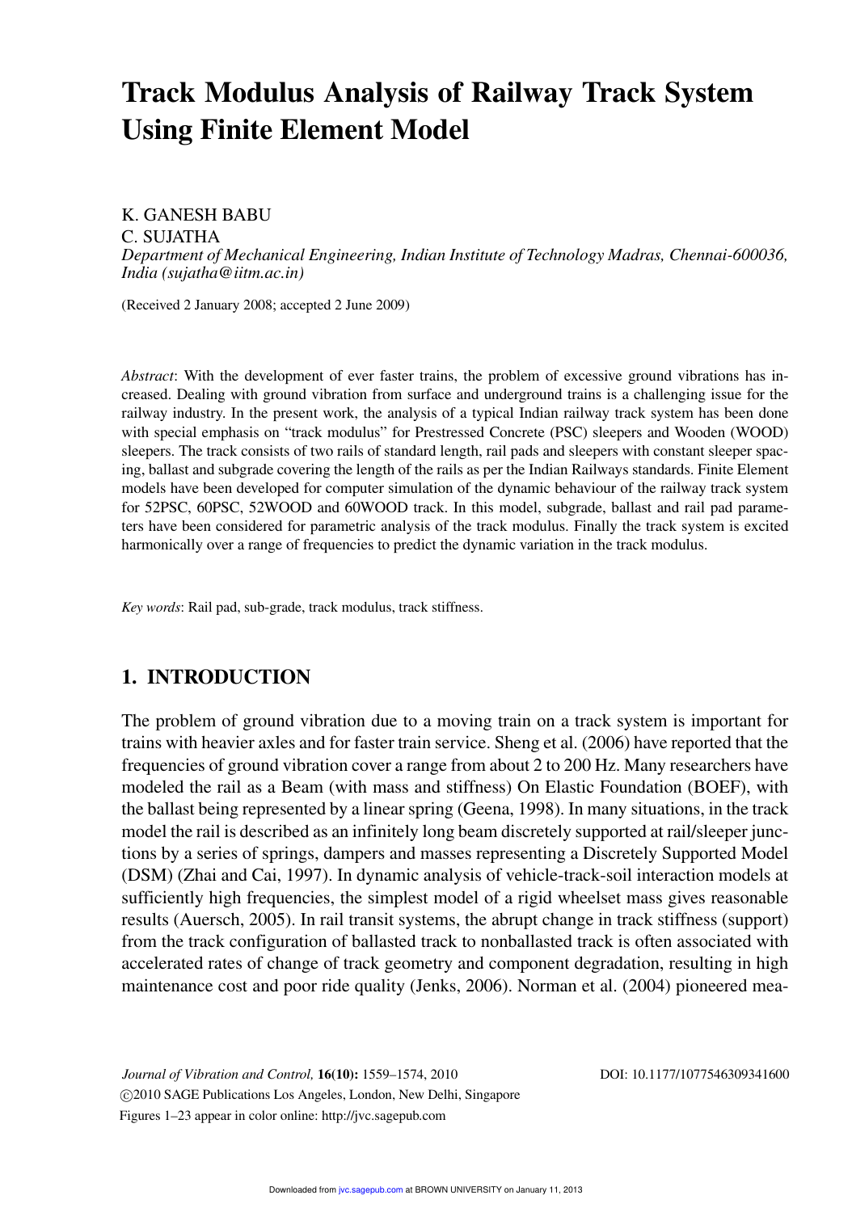# Track Modulus Analysis of Railway Track System Using Finite Element Model

K. GANESH BABU
C. SUJATHA
*Department of Mechanical Engineering, Indian Institute of Technology Madras, Chennai-600036, India (sujatha@iitm.ac.in)*

(Received 2 January 2008; accepted 2 June 2009)

*Abstract*: With the development of ever faster trains, the problem of excessive ground vibrations has increased. Dealing with ground vibration from surface and underground trains is a challenging issue for the railway industry. In the present work, the analysis of a typical Indian railway track system has been done with special emphasis on "track modulus" for Prestressed Concrete (PSC) sleepers and Wooden (WOOD) sleepers. The track consists of two rails of standard length, rail pads and sleepers with constant sleeper spacing, ballast and subgrade covering the length of the rails as per the Indian Railways standards. Finite Element models have been developed for computer simulation of the dynamic behaviour of the railway track system for 52PSC, 60PSC, 52WOOD and 60WOOD track. In this model, subgrade, ballast and rail pad parameters have been considered for parametric analysis of the track modulus. Finally the track system is excited harmonically over a range of frequencies to predict the dynamic variation in the track modulus.

*Key words*: Rail pad, sub-grade, track modulus, track stiffness.

## 1. INTRODUCTION

The problem of ground vibration due to a moving train on a track system is important for trains with heavier axles and for faster train service. Sheng et al. (2006) have reported that the frequencies of ground vibration cover a range from about 2 to 200 Hz. Many researchers have modeled the rail as a Beam (with mass and stiffness) On Elastic Foundation (BOEF), with the ballast being represented by a linear spring (Geena, 1998). In many situations, in the track model the rail is described as an infinitely long beam discretely supported at rail/sleeper junctions by a series of springs, dampers and masses representing a Discretely Supported Model (DSM) (Zhai and Cai, 1997). In dynamic analysis of vehicle-track-soil interaction models at sufficiently high frequencies, the simplest model of a rigid wheelset mass gives reasonable results (Auersch, 2005). In rail transit systems, the abrupt change in track stiffness (support) from the track configuration of ballasted track to nonballasted track is often associated with accelerated rates of change of track geometry and component degradation, resulting in high maintenance cost and poor ride quality (Jenks, 2006). Norman et al. (2004) pioneered mea-

Figures 1–23 appear in color online: http://jvc.sagepub.com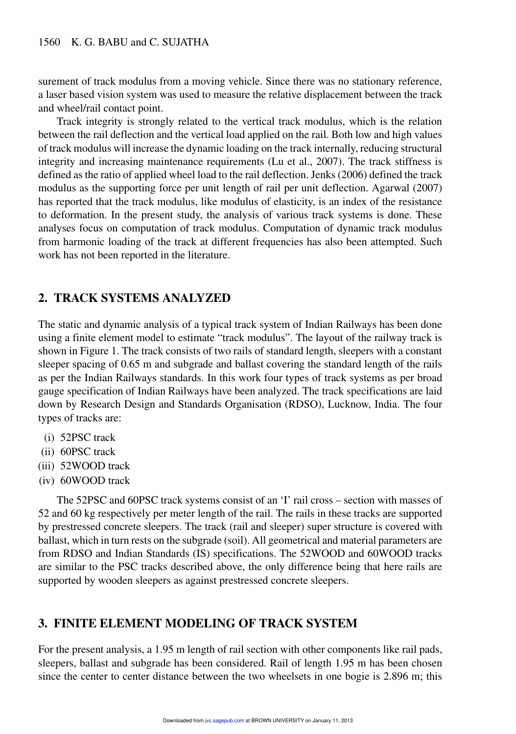surement of track modulus from a moving vehicle. Since there was no stationary reference, a laser based vision system was used to measure the relative displacement between the track and wheel/rail contact point.

Track integrity is strongly related to the vertical track modulus, which is the relation between the rail deflection and the vertical load applied on the rail. Both low and high values of track modulus will increase the dynamic loading on the track internally, reducing structural integrity and increasing maintenance requirements (Lu et al., 2007). The track stiffness is defined as the ratio of applied wheel load to the rail deflection. Jenks (2006) defined the track modulus as the supporting force per unit length of rail per unit deflection. Agarwal (2007) has reported that the track modulus, like modulus of elasticity, is an index of the resistance to deformation. In the present study, the analysis of various track systems is done. These analyses focus on computation of track modulus. Computation of dynamic track modulus from harmonic loading of the track at different frequencies has also been attempted. Such work has not been reported in the literature.

## 2. TRACK SYSTEMS ANALYZED

The static and dynamic analysis of a typical track system of Indian Railways has been done using a finite element model to estimate "track modulus". The layout of the railway track is shown in Figure 1. The track consists of two rails of standard length, sleepers with a constant sleeper spacing of 0.65 m and subgrade and ballast covering the standard length of the rails as per the Indian Railways standards. In this work four types of track systems as per broad gauge specification of Indian Railways have been analyzed. The track specifications are laid down by Research Design and Standards Organisation (RDSO), Lucknow, India. The four types of tracks are:

(i) 52PSC track
(ii) 60PSC track
(iii) 52WOOD track
(iv) 60WOOD track

The 52PSC and 60PSC track systems consist of an 'I' rail cross – section with masses of 52 and 60 kg respectively per meter length of the rail. The rails in these tracks are supported by prestressed concrete sleepers. The track (rail and sleeper) super structure is covered with ballast, which in turn rests on the subgrade (soil). All geometrical and material parameters are from RDSO and Indian Standards (IS) specifications. The 52WOOD and 60WOOD tracks are similar to the PSC tracks described above, the only difference being that here rails are supported by wooden sleepers as against prestressed concrete sleepers.

## 3. FINITE ELEMENT MODELING OF TRACK SYSTEM

For the present analysis, a 1.95 m length of rail section with other components like rail pads, sleepers, ballast and subgrade has been considered. Rail of length 1.95 m has been chosen since the center to center distance between the two wheelsets in one bogie is 2.896 m; this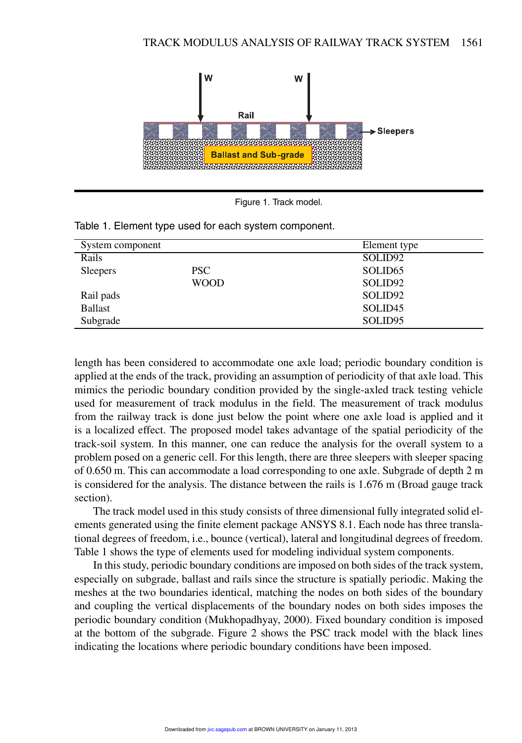Figure 1. Track model.

Table 1. Element type used for each system component.

| System component | | Element type |
|---|---|---|
| Rails | | SOLID92 |
| Sleepers | PSC | SOLID65 |
| | WOOD | SOLID92 |
| Rail pads | | SOLID92 |
| Ballast | | SOLID45 |
| Subgrade | | SOLID95 |

length has been considered to accommodate one axle load; periodic boundary condition is applied at the ends of the track, providing an assumption of periodicity of that axle load. This mimics the periodic boundary condition provided by the single-axled track testing vehicle used for measurement of track modulus in the field. The measurement of track modulus from the railway track is done just below the point where one axle load is applied and it is a localized effect. The proposed model takes advantage of the spatial periodicity of the track-soil system. In this manner, one can reduce the analysis for the overall system to a problem posed on a generic cell. For this length, there are three sleepers with sleeper spacing of 0.650 m. This can accommodate a load corresponding to one axle. Subgrade of depth 2 m is considered for the analysis. The distance between the rails is 1.676 m (Broad gauge track section).

The track model used in this study consists of three dimensional fully integrated solid elements generated using the finite element package ANSYS 8.1. Each node has three translational degrees of freedom, i.e., bounce (vertical), lateral and longitudinal degrees of freedom. Table 1 shows the type of elements used for modeling individual system components.

In this study, periodic boundary conditions are imposed on both sides of the track system, especially on subgrade, ballast and rails since the structure is spatially periodic. Making the meshes at the two boundaries identical, matching the nodes on both sides of the boundary and coupling the vertical displacements of the boundary nodes on both sides imposes the periodic boundary condition (Mukhopadhyay, 2000). Fixed boundary condition is imposed at the bottom of the subgrade. Figure 2 shows the PSC track model with the black lines indicating the locations where periodic boundary conditions have been imposed.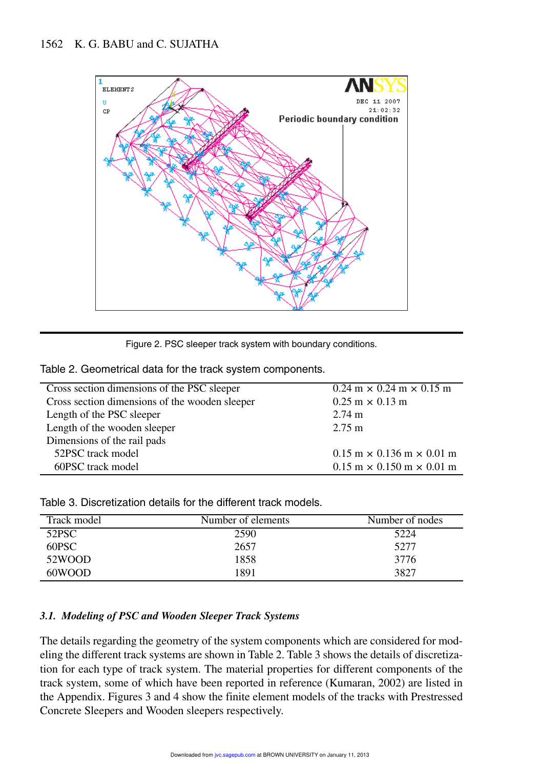Figure 2. PSC sleeper track system with boundary conditions.

Table 2. Geometrical data for the track system components.

| | |
|---|---|
| Cross section dimensions of the PSC sleeper | 0.24 m × 0.24 m × 0.15 m |
| Cross section dimensions of the wooden sleeper | 0.25 m × 0.13 m |
| Length of the PSC sleeper | 2.74 m |
| Length of the wooden sleeper | 2.75 m |
| Dimensions of the rail pads | |
| 52PSC track model | 0.15 m × 0.136 m × 0.01 m |
| 60PSC track model | 0.15 m × 0.150 m × 0.01 m |

Table 3. Discretization details for the different track models.

| Track model | Number of elements | Number of nodes |
|---|---|---|
| 52PSC | 2590 | 5224 |
| 60PSC | 2657 | 5277 |
| 52WOOD | 1858 | 3776 |
| 60WOOD | 1891 | 3827 |

### *3.1. Modeling of PSC and Wooden Sleeper Track Systems*

The details regarding the geometry of the system components which are considered for modeling the different track systems are shown in Table 2. Table 3 shows the details of discretization for each type of track system. The material properties for different components of the track system, some of which have been reported in reference (Kumaran, 2002) are listed in the Appendix. Figures 3 and 4 show the finite element models of the tracks with Prestressed Concrete Sleepers and Wooden sleepers respectively.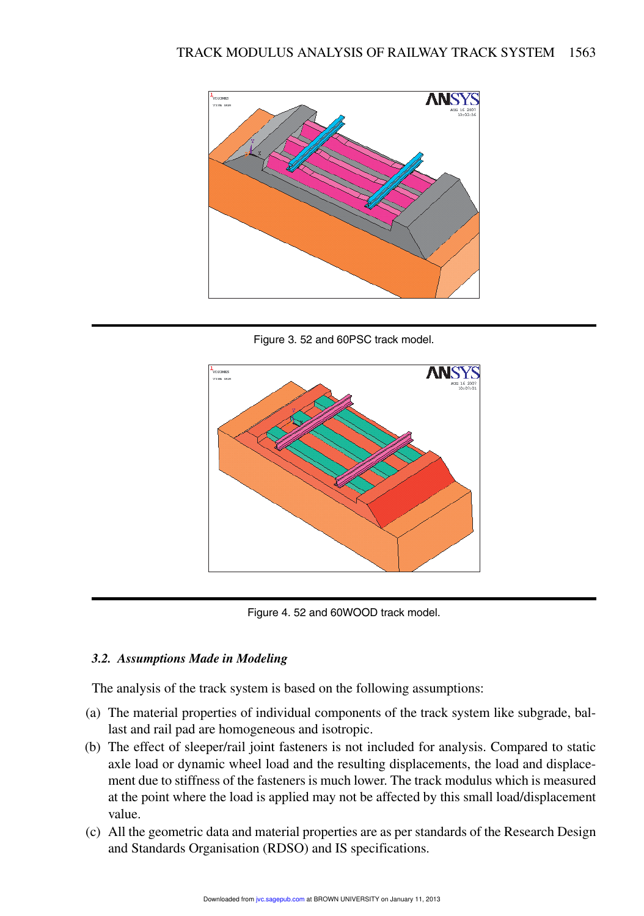Figure 3. 52 and 60PSC track model.

Figure 4. 52 and 60WOOD track model.

### 3.2. Assumptions Made in Modeling

The analysis of the track system is based on the following assumptions:

(a) The material properties of individual components of the track system like subgrade, ballast and rail pad are homogeneous and isotropic.

(b) The effect of sleeper/rail joint fasteners is not included for analysis. Compared to static axle load or dynamic wheel load and the resulting displacements, the load and displacement due to stiffness of the fasteners is much lower. The track modulus which is measured at the point where the load is applied may not be affected by this small load/displacement value.

(c) All the geometric data and material properties are as per standards of the Research Design and Standards Organisation (RDSO) and IS specifications.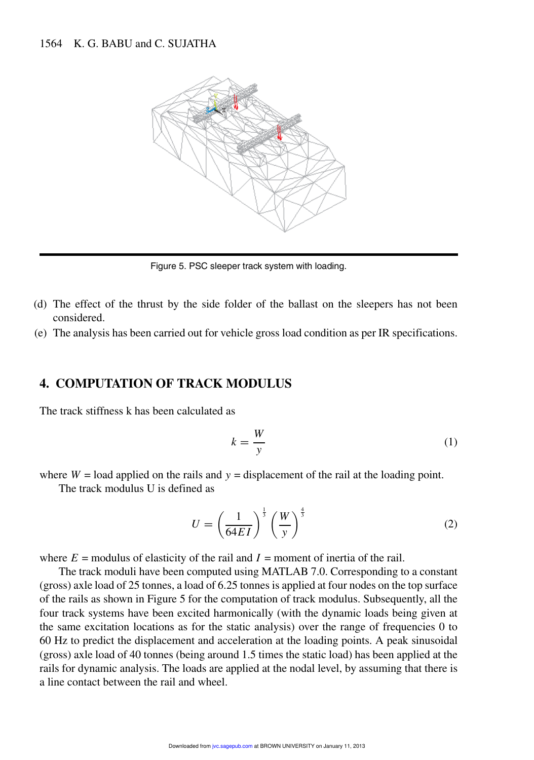Figure 5. PSC sleeper track system with loading.

(d) The effect of the thrust by the side folder of the ballast on the sleepers has not been considered.

(e) The analysis has been carried out for vehicle gross load condition as per IR specifications.

## 4. COMPUTATION OF TRACK MODULUS

The track stiffness k has been calculated as

$$k = \frac{W}{y} \tag{1}$$

where $W$ = load applied on the rails and $y$ = displacement of the rail at the loading point.

The track modulus U is defined as

$$U = \left(\frac{1}{64EI}\right)^{\frac{1}{3}} \left(\frac{W}{y}\right)^{\frac{4}{3}} \tag{2}$$

where $E$ = modulus of elasticity of the rail and $I$ = moment of inertia of the rail.

The track moduli have been computed using MATLAB 7.0. Corresponding to a constant (gross) axle load of 25 tonnes, a load of 6.25 tonnes is applied at four nodes on the top surface of the rails as shown in Figure 5 for the computation of track modulus. Subsequently, all the four track systems have been excited harmonically (with the dynamic loads being given at the same excitation locations as for the static analysis) over the range of frequencies 0 to 60 Hz to predict the displacement and acceleration at the loading points. A peak sinusoidal (gross) axle load of 40 tonnes (being around 1.5 times the static load) has been applied at the rails for dynamic analysis. The loads are applied at the nodal level, by assuming that there is a line contact between the rail and wheel.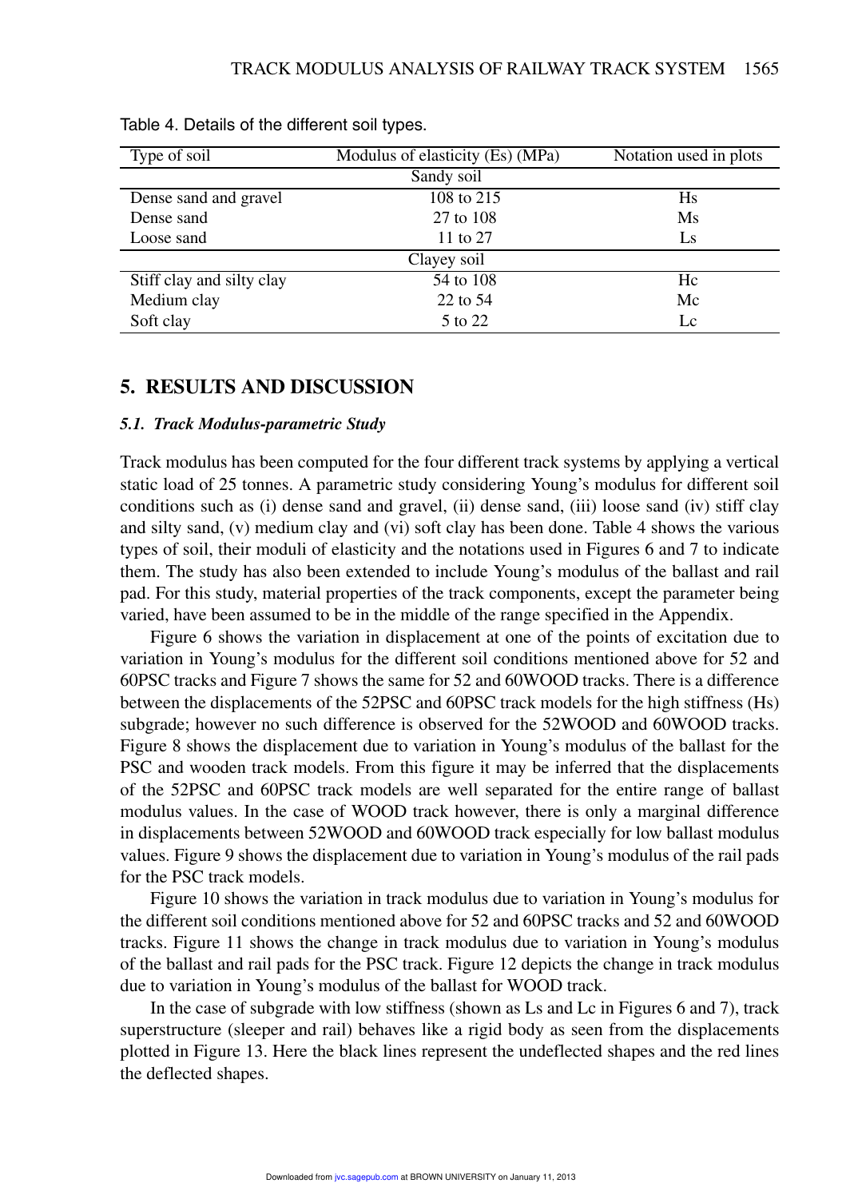Table 4. Details of the different soil types.

| Type of soil | Modulus of elasticity (Es) (MPa) | Notation used in plots |
|---|---|---|
| Sandy soil | | |
| Dense sand and gravel | 108 to 215 | Hs |
| Dense sand | 27 to 108 | Ms |
| Loose sand | 11 to 27 | Ls |
| Clayey soil | | |
| Stiff clay and silty clay | 54 to 108 | Hc |
| Medium clay | 22 to 54 | Mc |
| Soft clay | 5 to 22 | Lc |

## 5. RESULTS AND DISCUSSION

### *5.1. Track Modulus-parametric Study*

Track modulus has been computed for the four different track systems by applying a vertical static load of 25 tonnes. A parametric study considering Young's modulus for different soil conditions such as (i) dense sand and gravel, (ii) dense sand, (iii) loose sand (iv) stiff clay and silty sand, (v) medium clay and (vi) soft clay has been done. Table 4 shows the various types of soil, their moduli of elasticity and the notations used in Figures 6 and 7 to indicate them. The study has also been extended to include Young's modulus of the ballast and rail pad. For this study, material properties of the track components, except the parameter being varied, have been assumed to be in the middle of the range specified in the Appendix.

Figure 6 shows the variation in displacement at one of the points of excitation due to variation in Young's modulus for the different soil conditions mentioned above for 52 and 60PSC tracks and Figure 7 shows the same for 52 and 60WOOD tracks. There is a difference between the displacements of the 52PSC and 60PSC track models for the high stiffness (Hs) subgrade; however no such difference is observed for the 52WOOD and 60WOOD tracks. Figure 8 shows the displacement due to variation in Young's modulus of the ballast for the PSC and wooden track models. From this figure it may be inferred that the displacements of the 52PSC and 60PSC track models are well separated for the entire range of ballast modulus values. In the case of WOOD track however, there is only a marginal difference in displacements between 52WOOD and 60WOOD track especially for low ballast modulus values. Figure 9 shows the displacement due to variation in Young's modulus of the rail pads for the PSC track models.

Figure 10 shows the variation in track modulus due to variation in Young's modulus for the different soil conditions mentioned above for 52 and 60PSC tracks and 52 and 60WOOD tracks. Figure 11 shows the change in track modulus due to variation in Young's modulus of the ballast and rail pads for the PSC track. Figure 12 depicts the change in track modulus due to variation in Young's modulus of the ballast for WOOD track.

In the case of subgrade with low stiffness (shown as Ls and Lc in Figures 6 and 7), track superstructure (sleeper and rail) behaves like a rigid body as seen from the displacements plotted in Figure 13. Here the black lines represent the undeflected shapes and the red lines the deflected shapes.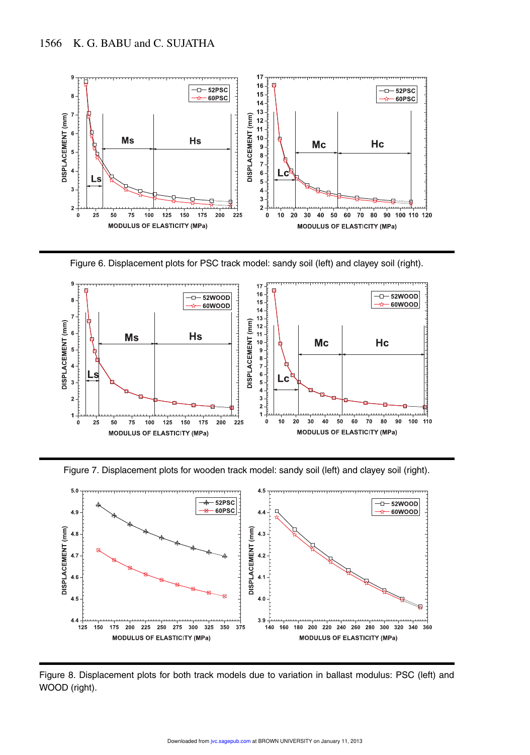Figure 6. Displacement plots for PSC track model: sandy soil (left) and clayey soil (right).

Figure 7. Displacement plots for wooden track model: sandy soil (left) and clayey soil (right).

Figure 8. Displacement plots for both track models due to variation in ballast modulus: PSC (left) and WOOD (right).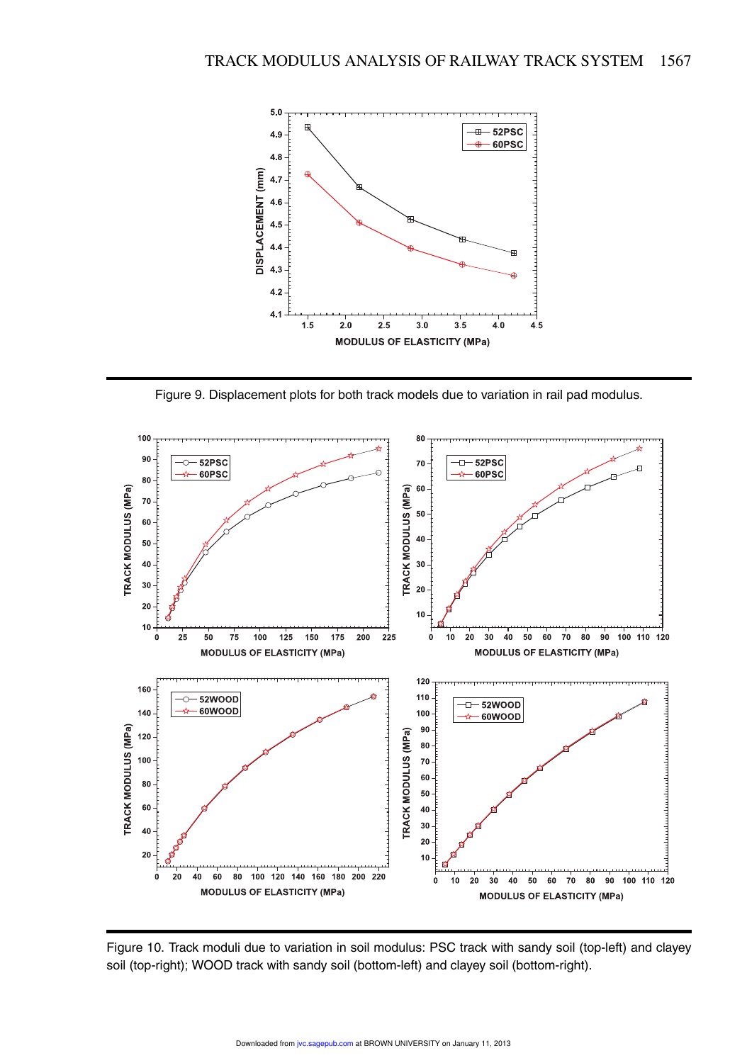Figure 9. Displacement plots for both track models due to variation in rail pad modulus.

Figure 10. Track moduli due to variation in soil modulus: PSC track with sandy soil (top-left) and clayey soil (top-right); WOOD track with sandy soil (bottom-left) and clayey soil (bottom-right).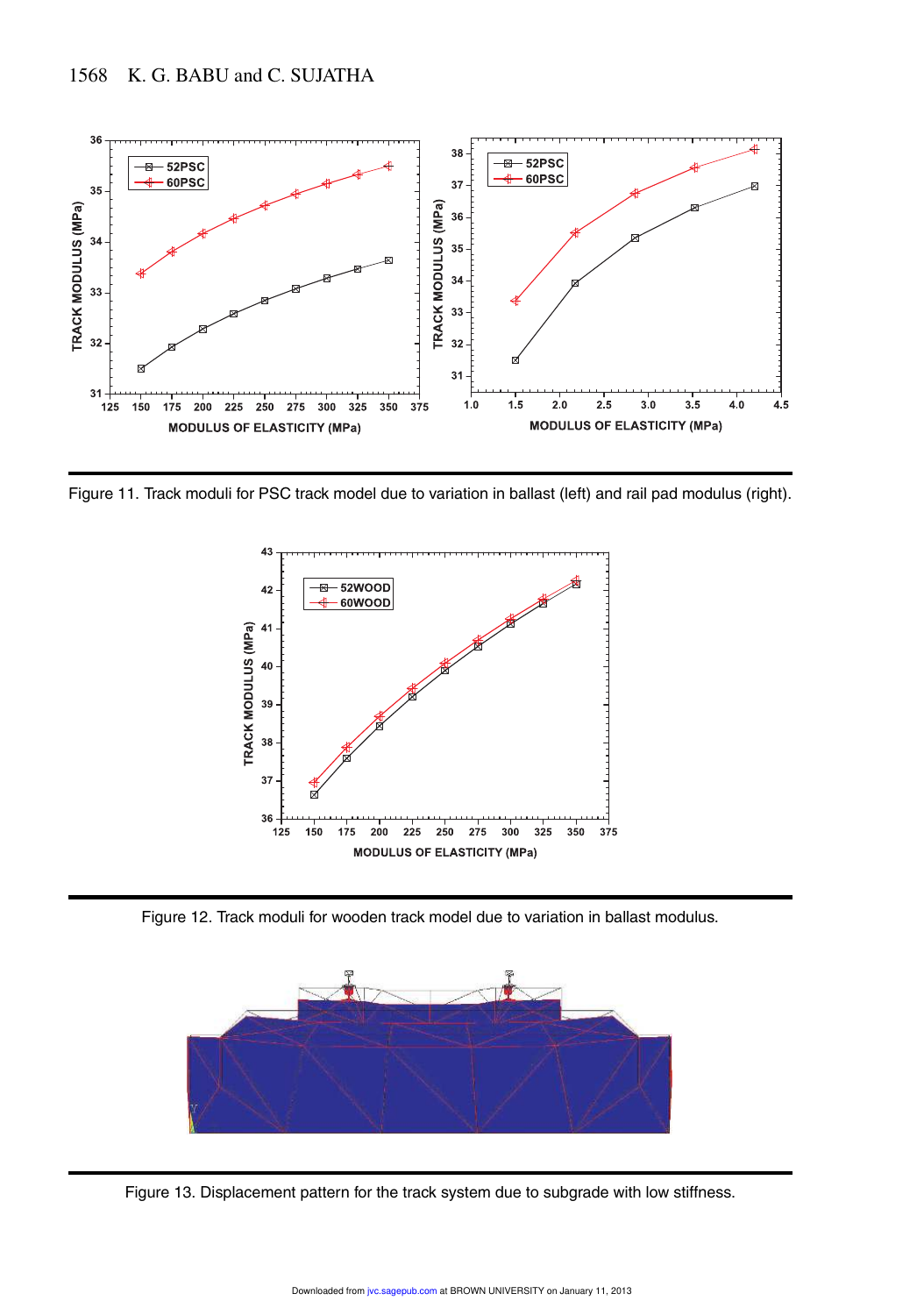Figure 11. Track moduli for PSC track model due to variation in ballast (left) and rail pad modulus (right).

Figure 12. Track moduli for wooden track model due to variation in ballast modulus.

Figure 13. Displacement pattern for the track system due to subgrade with low stiffness.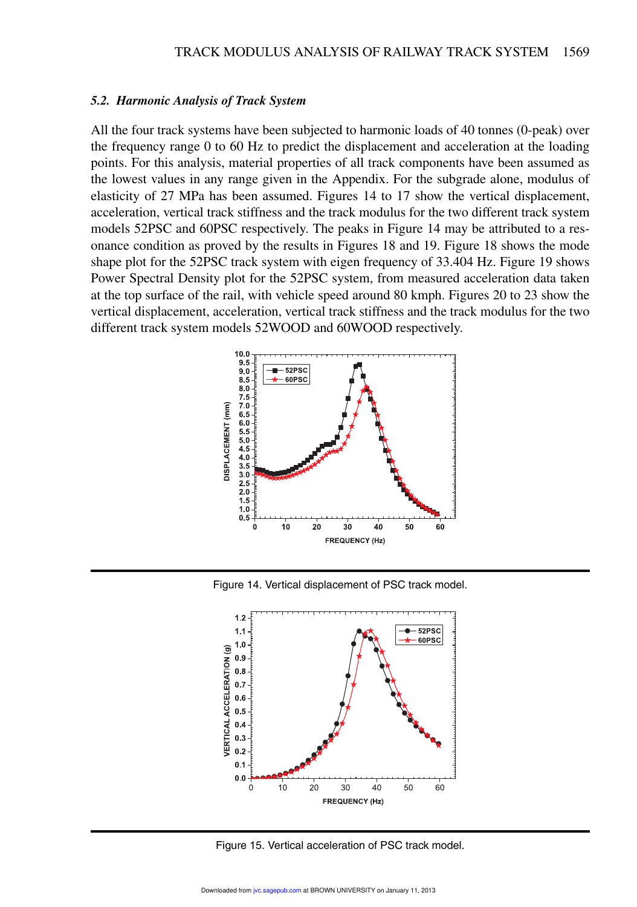### 5.2. *Harmonic Analysis of Track System*

All the four track systems have been subjected to harmonic loads of 40 tonnes (0-peak) over the frequency range 0 to 60 Hz to predict the displacement and acceleration at the loading points. For this analysis, material properties of all track components have been assumed as the lowest values in any range given in the Appendix. For the subgrade alone, modulus of elasticity of 27 MPa has been assumed. Figures 14 to 17 show the vertical displacement, acceleration, vertical track stiffness and the track modulus for the two different track system models 52PSC and 60PSC respectively. The peaks in Figure 14 may be attributed to a resonance condition as proved by the results in Figures 18 and 19. Figure 18 shows the mode shape plot for the 52PSC track system with eigen frequency of 33.404 Hz. Figure 19 shows Power Spectral Density plot for the 52PSC system, from measured acceleration data taken at the top surface of the rail, with vehicle speed around 80 kmph. Figures 20 to 23 show the vertical displacement, acceleration, vertical track stiffness and the track modulus for the two different track system models 52WOOD and 60WOOD respectively.

Figure 14. Vertical displacement of PSC track model.

Figure 15. Vertical acceleration of PSC track model.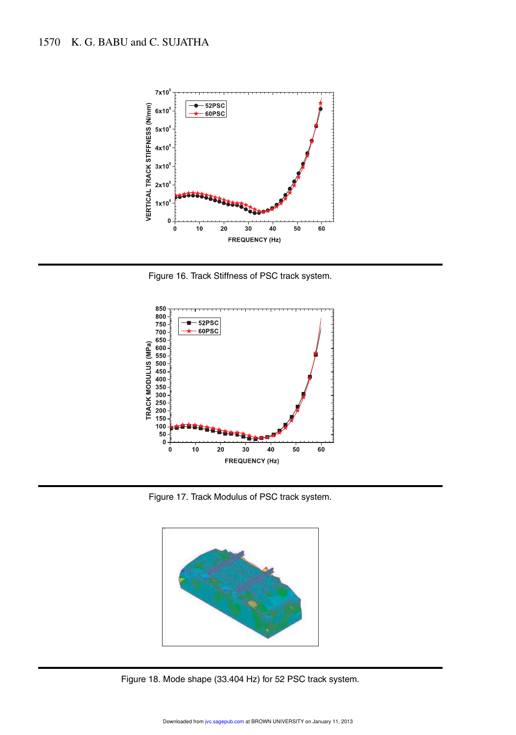Figure 16. Track Stiffness of PSC track system.

Figure 17. Track Modulus of PSC track system.

Figure 18. Mode shape (33.404 Hz) for 52 PSC track system.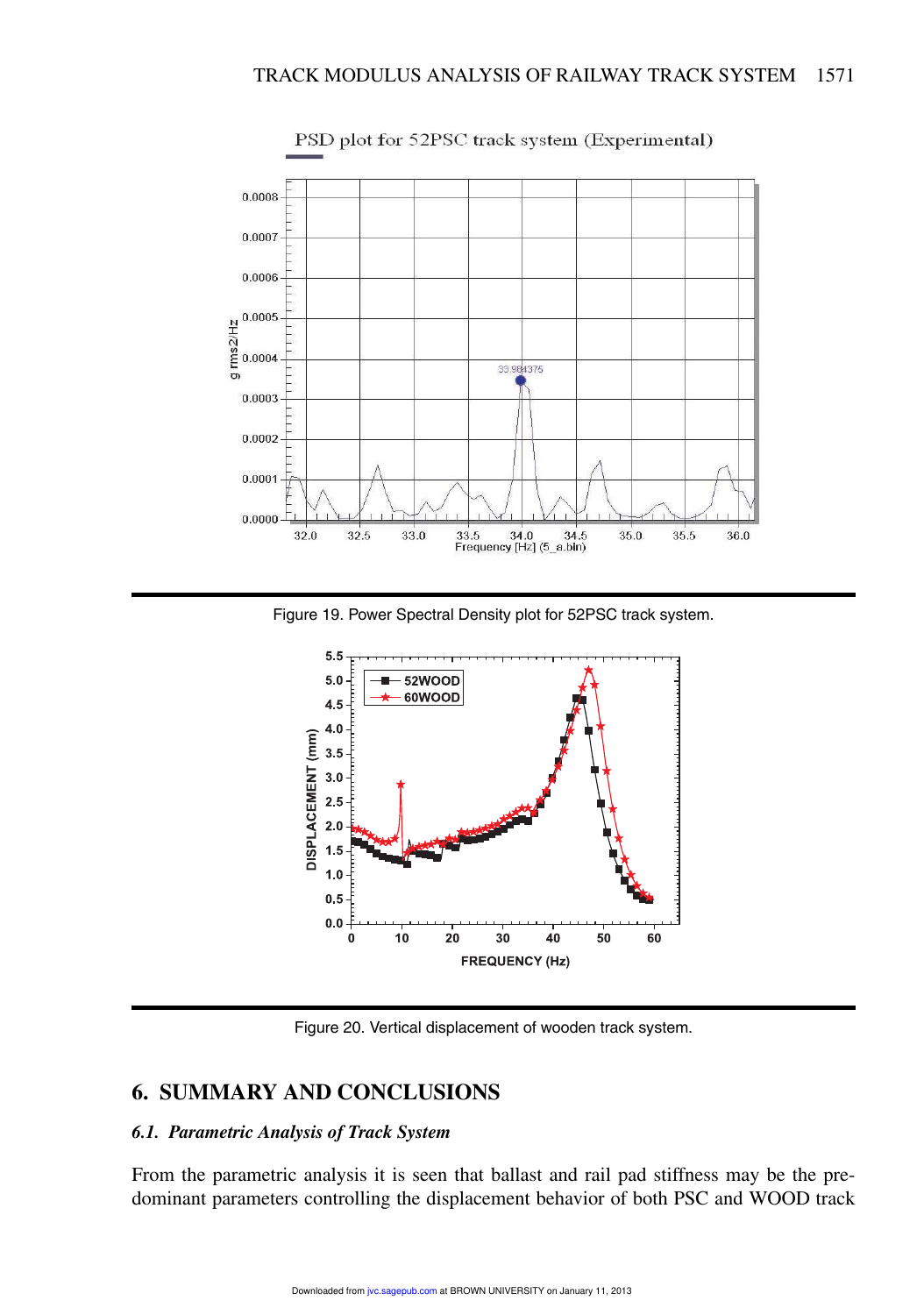Figure 19. Power Spectral Density plot for 52PSC track system.

Figure 20. Vertical displacement of wooden track system.

## 6. SUMMARY AND CONCLUSIONS

### *6.1. Parametric Analysis of Track System*

From the parametric analysis it is seen that ballast and rail pad stiffness may be the predominant parameters controlling the displacement behavior of both PSC and WOOD track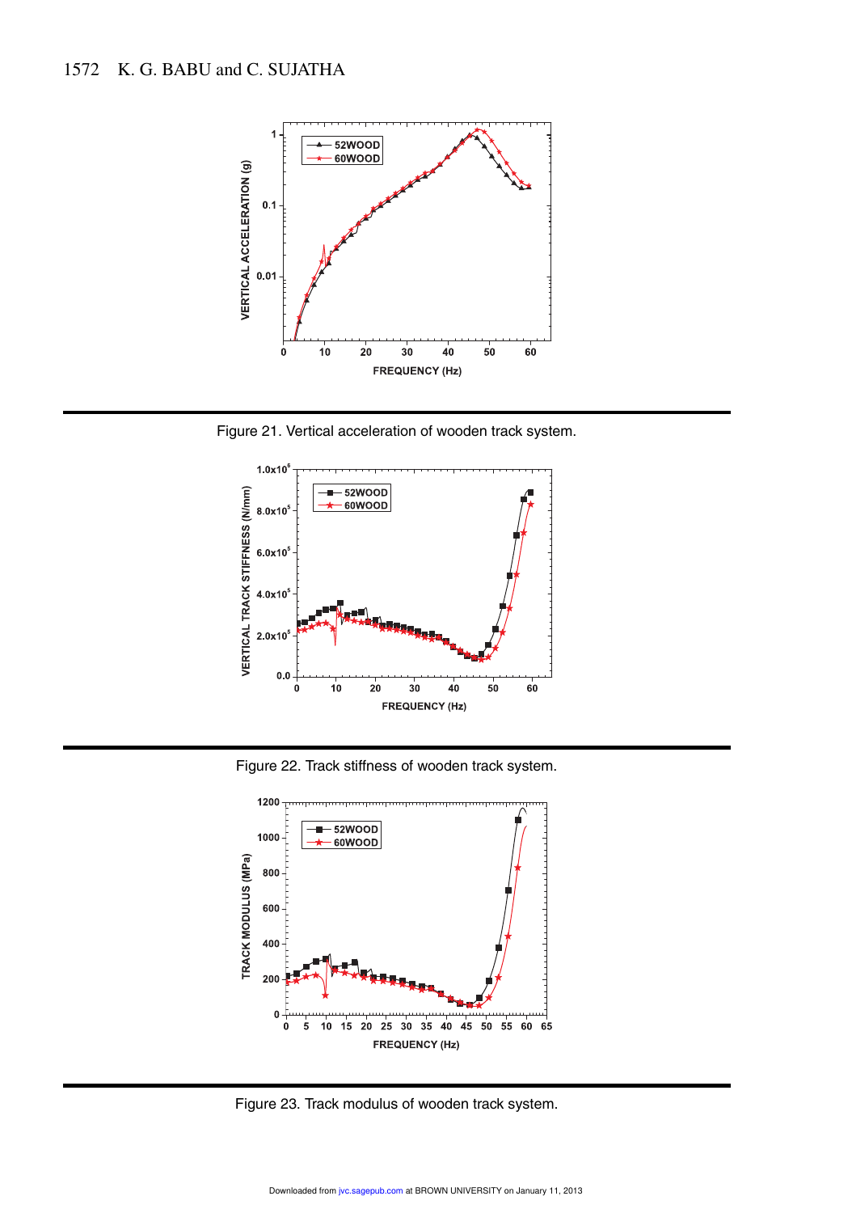Figure 21. Vertical acceleration of wooden track system.

Figure 22. Track stiffness of wooden track system.

Figure 23. Track modulus of wooden track system.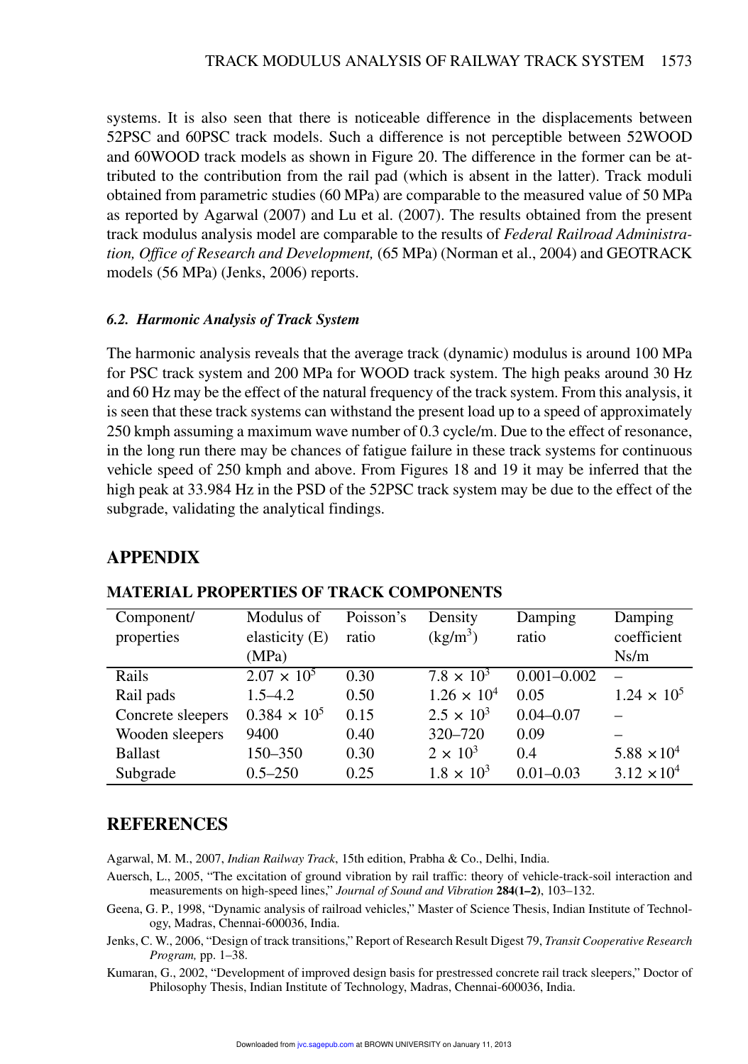systems. It is also seen that there is noticeable difference in the displacements between 52PSC and 60PSC track models. Such a difference is not perceptible between 52WOOD and 60WOOD track models as shown in Figure 20. The difference in the former can be attributed to the contribution from the rail pad (which is absent in the latter). Track moduli obtained from parametric studies (60 MPa) are comparable to the measured value of 50 MPa as reported by Agarwal (2007) and Lu et al. (2007). The results obtained from the present track modulus analysis model are comparable to the results of *Federal Railroad Administration, Office of Research and Development,* (65 MPa) (Norman et al., 2004) and GEOTRACK models (56 MPa) (Jenks, 2006) reports.

### *6.2. Harmonic Analysis of Track System*

The harmonic analysis reveals that the average track (dynamic) modulus is around 100 MPa for PSC track system and 200 MPa for WOOD track system. The high peaks around 30 Hz and 60 Hz may be the effect of the natural frequency of the track system. From this analysis, it is seen that these track systems can withstand the present load up to a speed of approximately 250 kmph assuming a maximum wave number of 0.3 cycle/m. Due to the effect of resonance, in the long run there may be chances of fatigue failure in these track systems for continuous vehicle speed of 250 kmph and above. From Figures 18 and 19 it may be inferred that the high peak at 33.984 Hz in the PSD of the 52PSC track system may be due to the effect of the subgrade, validating the analytical findings.

## APPENDIX

### MATERIAL PROPERTIES OF TRACK COMPONENTS

| Component/ properties | Modulus of elasticity (E) (MPa) | Poisson's ratio | Density ($kg/m^3$) | Damping ratio | Damping coefficient Ns/m |
|---|---|---|---|---|---|
| Rails | $2.07 \times 10^5$ | 0.30 | $7.8 \times 10^3$ | 0.001–0.002 | – |
| Rail pads | 1.5–4.2 | 0.50 | $1.26 \times 10^4$ | 0.05 | $1.24 \times 10^5$ |
| Concrete sleepers | $0.384 \times 10^5$ | 0.15 | $2.5 \times 10^3$ | 0.04–0.07 | – |
| Wooden sleepers | 9400 | 0.40 | 320–720 | 0.09 | – |
| Ballast | 150–350 | 0.30 | $2 \times 10^3$ | 0.4 | $5.88 \times 10^4$ |
| Subgrade | 0.5–250 | 0.25 | $1.8 \times 10^3$ | 0.01–0.03 | $3.12 \times 10^4$ |

## REFERENCES

Agarwal, M. M., 2007, *Indian Railway Track*, 15th edition, Prabha & Co., Delhi, India.

Auersch, L., 2005, "The excitation of ground vibration by rail traffic: theory of vehicle-track-soil interaction and measurements on high-speed lines," *Journal of Sound and Vibration* **284(1–2)**, 103–132.

Geena, G. P., 1998, "Dynamic analysis of railroad vehicles," Master of Science Thesis, Indian Institute of Technology, Madras, Chennai-600036, India.

Jenks, C. W., 2006, "Design of track transitions," Report of Research Result Digest 79, *Transit Cooperative Research Program,* pp. 1–38.

Kumaran, G., 2002, "Development of improved design basis for prestressed concrete rail track sleepers," Doctor of Philosophy Thesis, Indian Institute of Technology, Madras, Chennai-600036, India.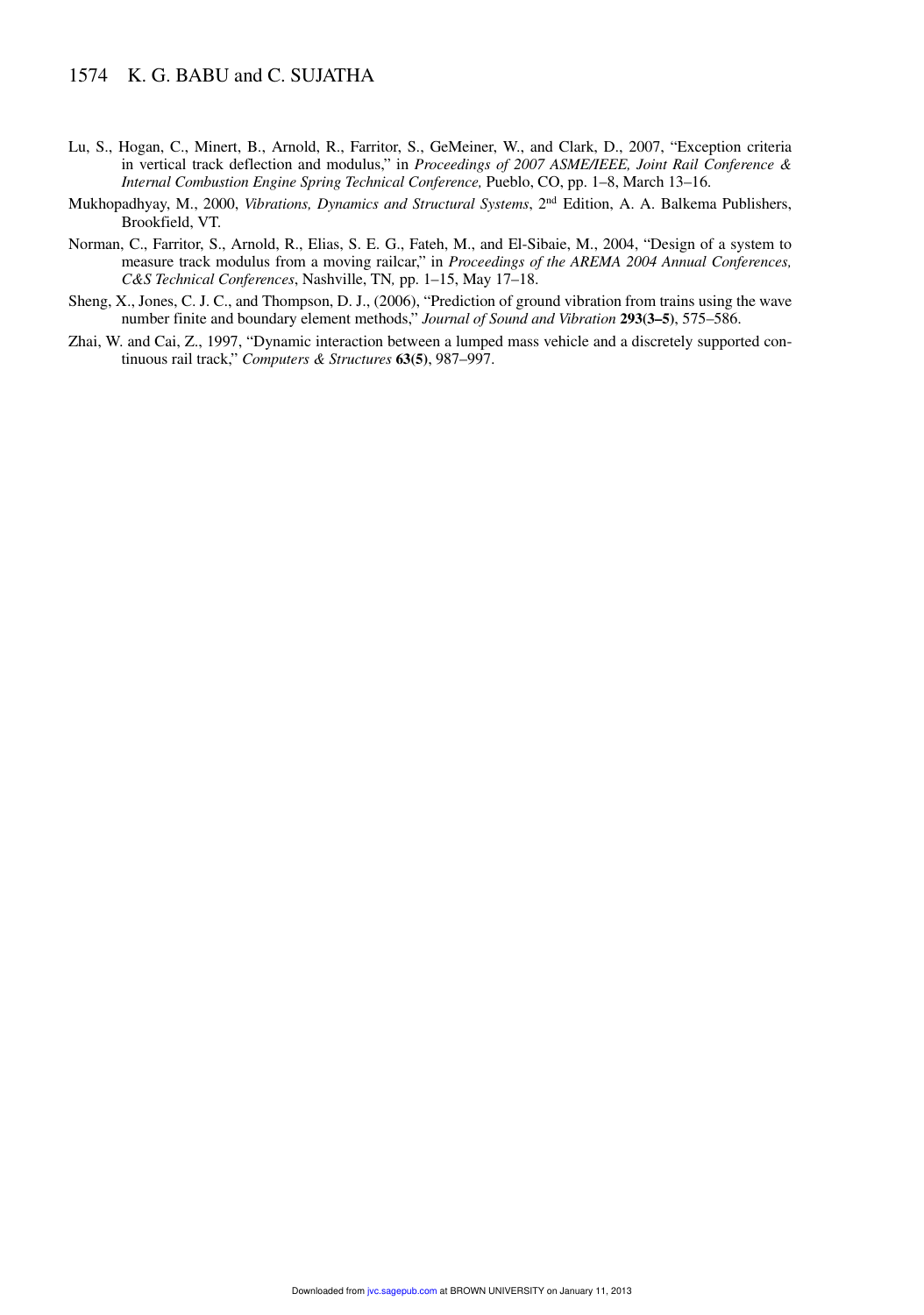Lu, S., Hogan, C., Minert, B., Arnold, R., Farritor, S., GeMeiner, W., and Clark, D., 2007, "Exception criteria in vertical track deflection and modulus," in *Proceedings of 2007 ASME/IEEE, Joint Rail Conference & Internal Combustion Engine Spring Technical Conference,* Pueblo, CO, pp. 1–8, March 13–16.

Mukhopadhyay, M., 2000, *Vibrations, Dynamics and Structural Systems*, 2nd Edition, A. A. Balkema Publishers, Brookfield, VT.

Norman, C., Farritor, S., Arnold, R., Elias, S. E. G., Fateh, M., and El-Sibaie, M., 2004, "Design of a system to measure track modulus from a moving railcar," in *Proceedings of the AREMA 2004 Annual Conferences, C&S Technical Conferences*, Nashville, TN, pp. 1–15, May 17–18.

Sheng, X., Jones, C. J. C., and Thompson, D. J., (2006), "Prediction of ground vibration from trains using the wave number finite and boundary element methods," *Journal of Sound and Vibration* **293(3–5)**, 575–586.

Zhai, W. and Cai, Z., 1997, "Dynamic interaction between a lumped mass vehicle and a discretely supported continuous rail track," *Computers & Structures* **63(5)**, 987–997.